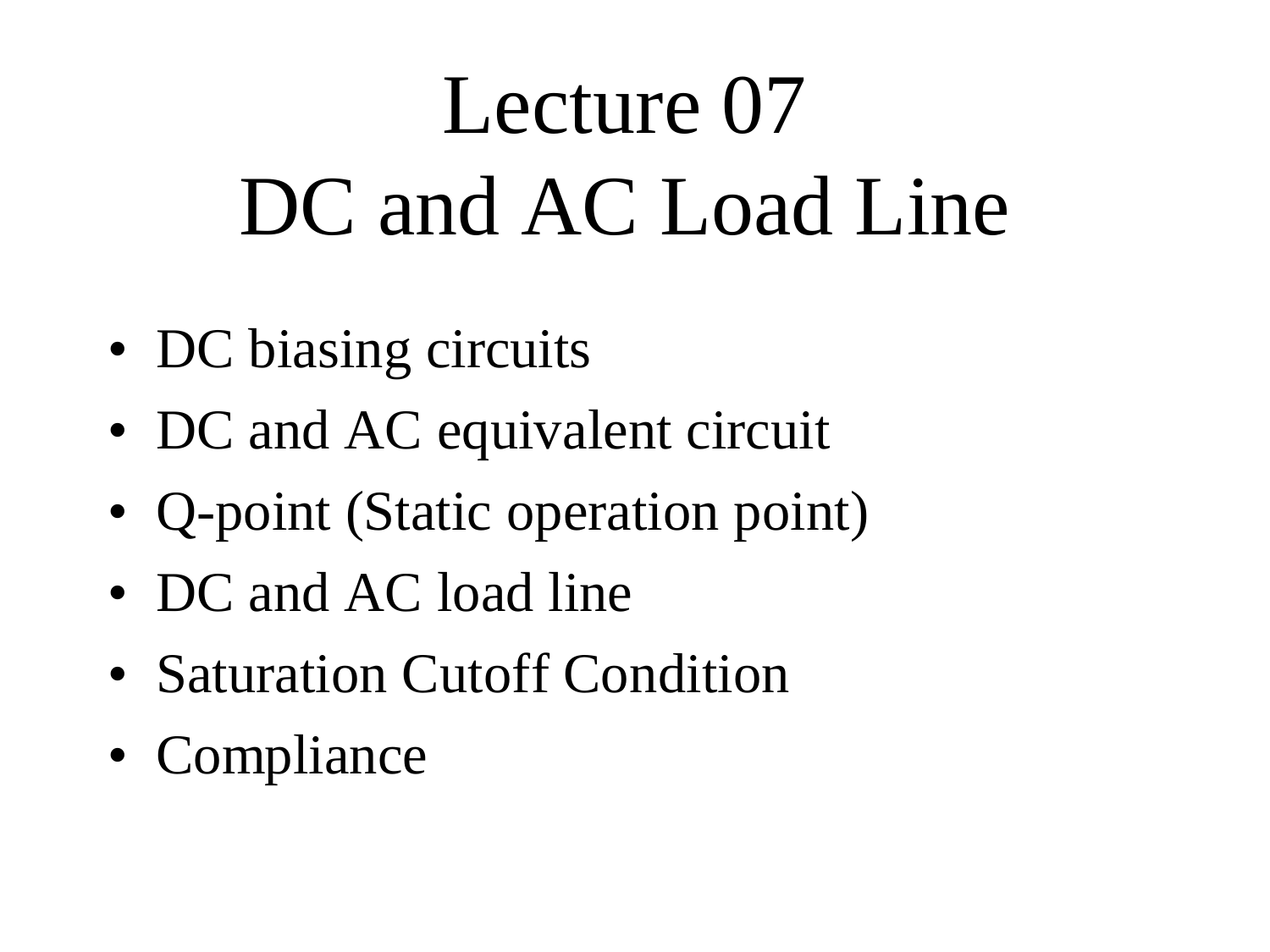# Lecture 07
# DC and AC Load Line

- DC biasing circuits
- DC and AC equivalent circuit
- Q-point (Static operation point)
- DC and AC load line
- Saturation Cutoff Condition
- Compliance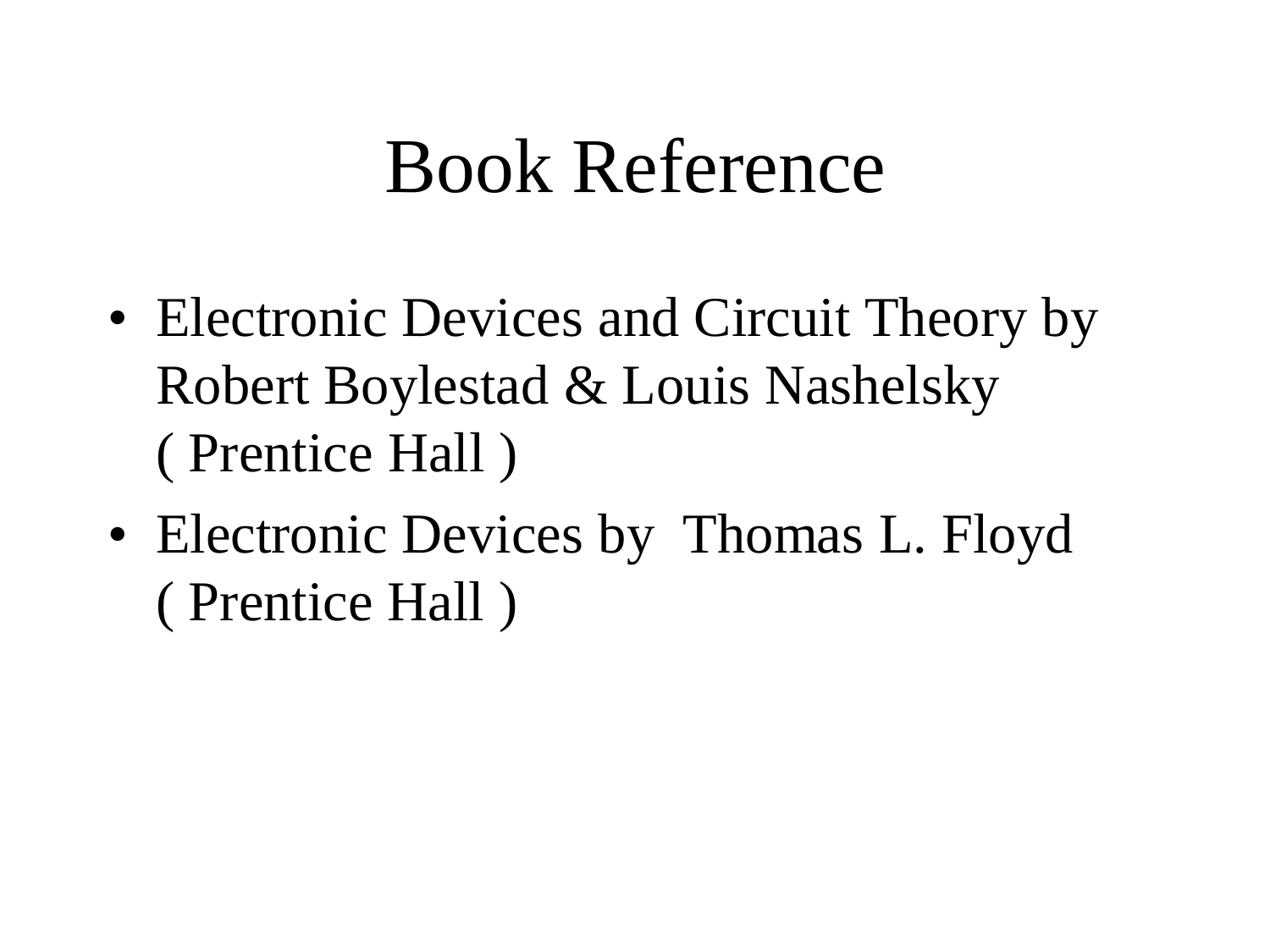# Book Reference

- Electronic Devices and Circuit Theory by Robert Boylestad & Louis Nashelsky ( Prentice Hall )
- Electronic Devices by Thomas L. Floyd ( Prentice Hall )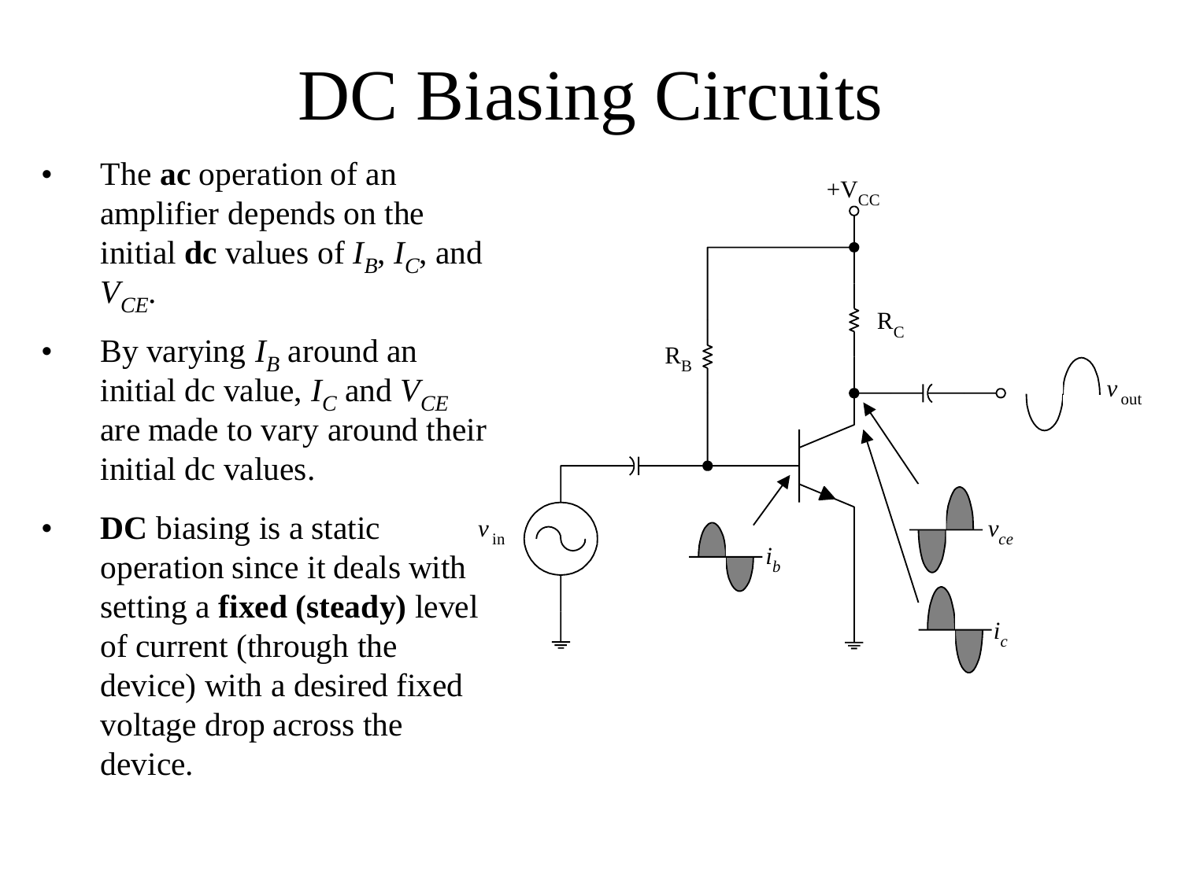# DC Biasing Circuits

- The **ac** operation of an amplifier depends on the initial **dc** values of $I_B$, $I_C$, and $V_{CE}$.
- By varying $I_B$ around an initial dc value, $I_C$ and $V_{CE}$ are made to vary around their initial dc values.
- **DC** biasing is a static operation since it deals with setting a **fixed (steady)** level of current (through the device) with a desired fixed voltage drop across the device.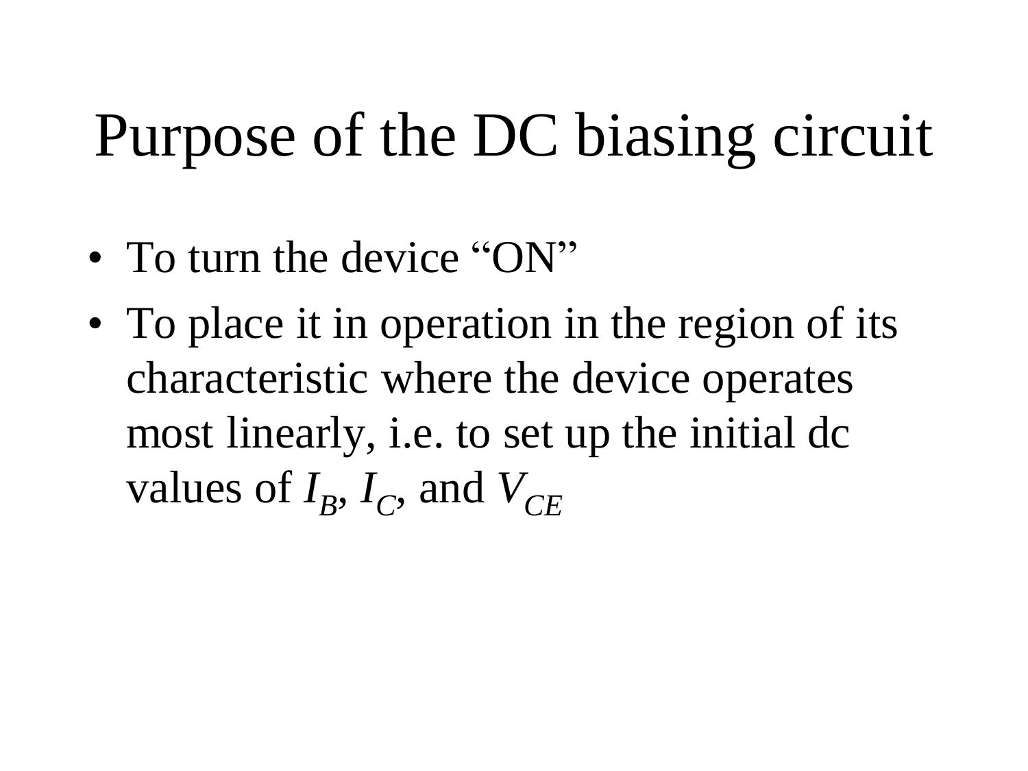# Purpose of the DC biasing circuit

- To turn the device "ON"
- To place it in operation in the region of its characteristic where the device operates most linearly, i.e. to set up the initial dc values of $I_B$, $I_C$, and $V_{CE}$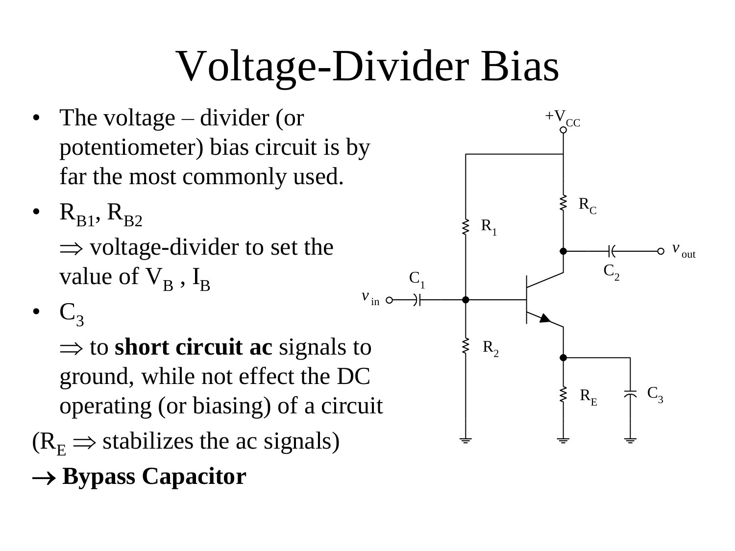# Voltage-Divider Bias

- The voltage – divider (or potentiometer) bias circuit is by far the most commonly used.
- $R_{B1}$, $R_{B2}$

  $\Rightarrow$ voltage-divider to set the value of $V_B$ , $I_B$
- $C_3$

  $\Rightarrow$ to **short circuit ac** signals to ground, while not effect the DC operating (or biasing) of a circuit

($R_E$ $\Rightarrow$ stabilizes the ac signals)

$\rightarrow$ **Bypass Capacitor**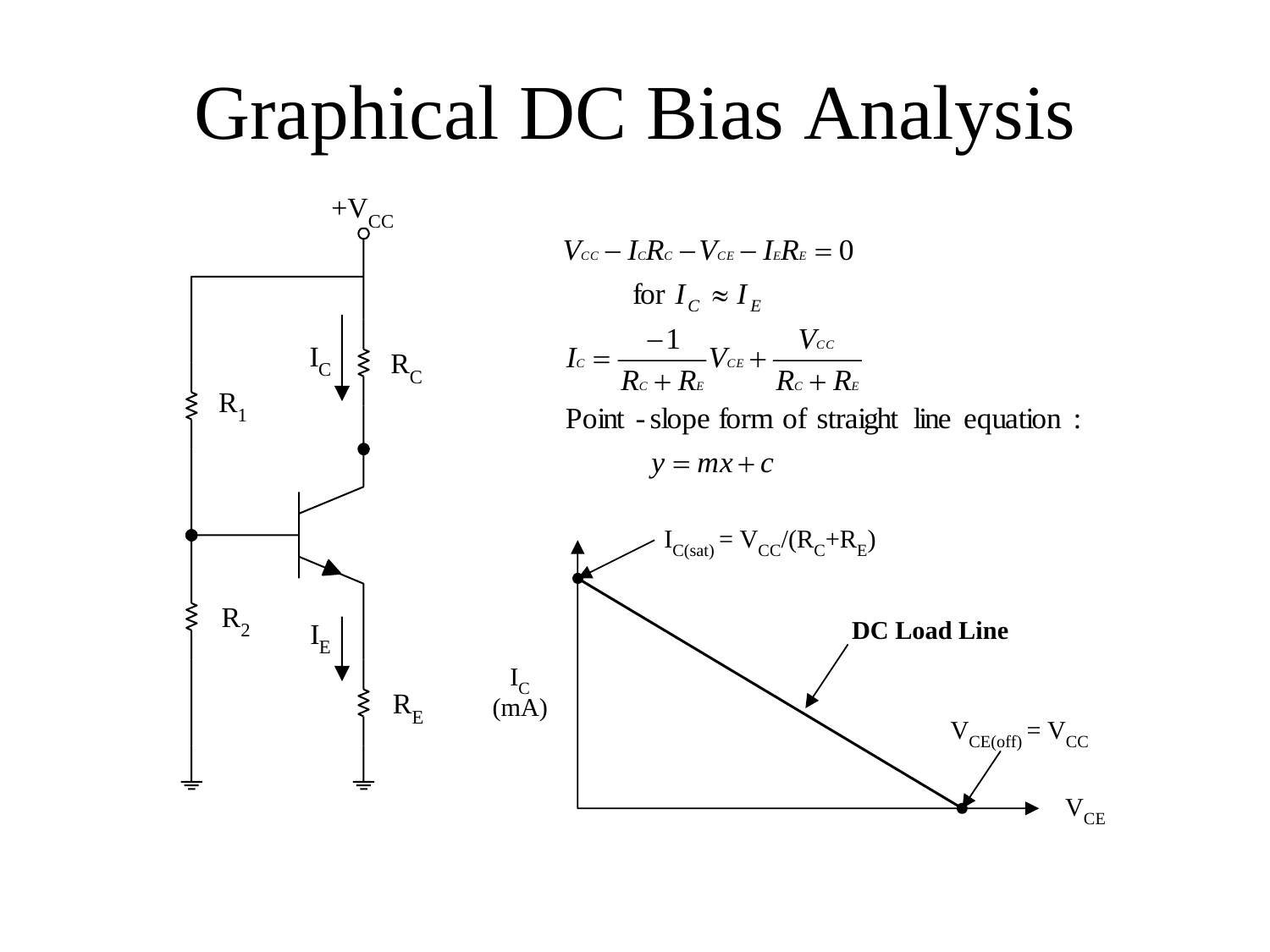# Graphical DC Bias Analysis

$$V_{CC} - I_C R_C - V_{CE} - I_E R_E = 0$$

for $I_C \approx I_E$

$$I_C = \frac{-1}{R_C + R_E} V_{CE} + \frac{V_{CC}}{R_C + R_E}$$

Point - slope form of straight line equation :

$$y = mx + c$$

$I_{C(sat)} = V_{CC}/(R_C+R_E)$

**DC Load Line**

$V_{CE(off)} = V_{CC}$

$I_C$ (mA)

$V_{CE}$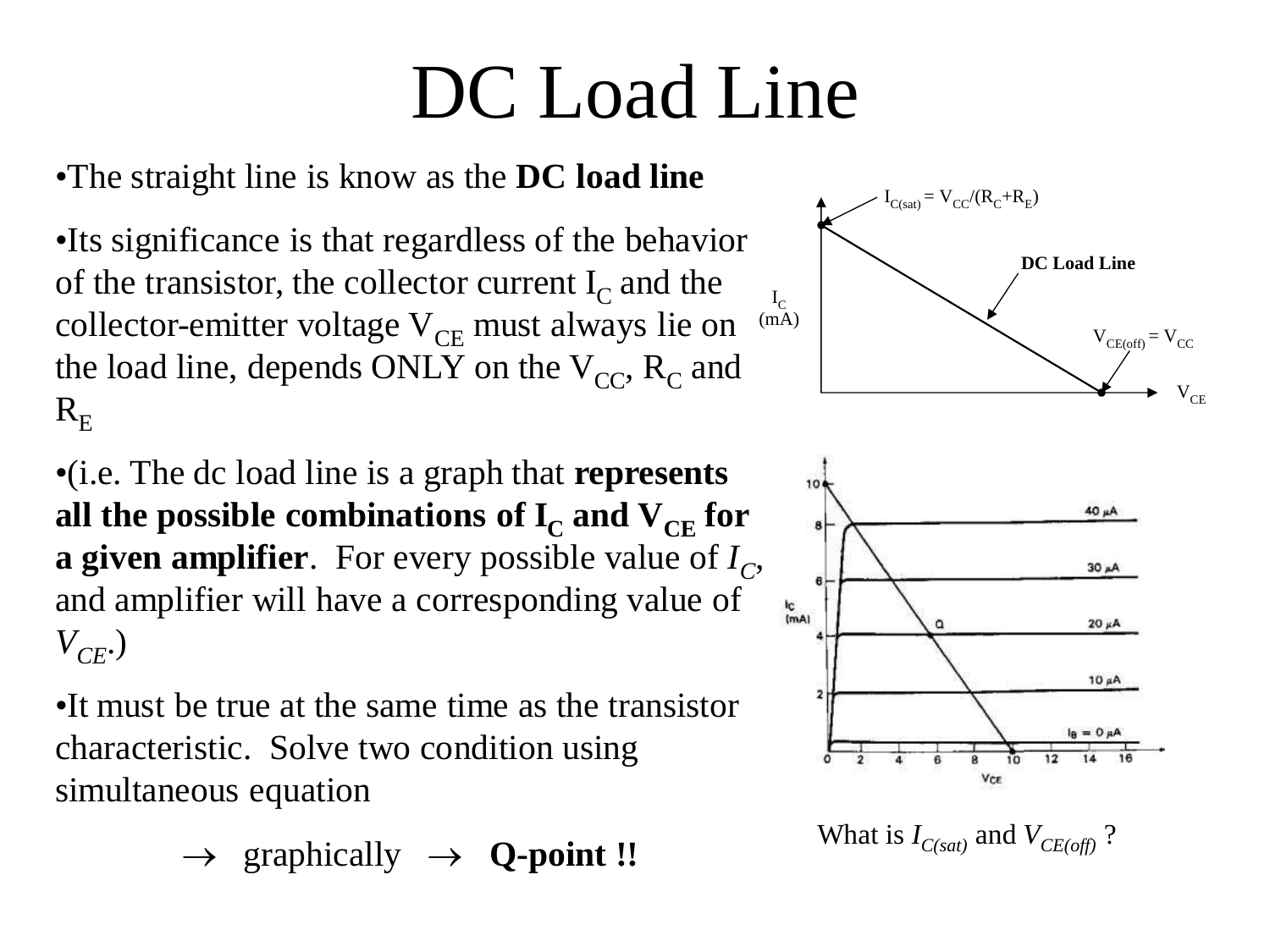# DC Load Line

- The straight line is know as the **DC load line**
- Its significance is that regardless of the behavior of the transistor, the collector current $I_C$ and the collector-emitter voltage $V_{CE}$ must always lie on the load line, depends ONLY on the $V_{CC}$, $R_C$ and $R_E$
- (i.e. The dc load line is a graph that **represents all the possible combinations of $I_C$ and $V_{CE}$ for a given amplifier**. For every possible value of $I_C$, and amplifier will have a corresponding value of $V_{CE}$.)
- It must be true at the same time as the transistor characteristic. Solve two condition using simultaneous equation

$\rightarrow$ graphically $\rightarrow$ **Q-point !!**

$I_{C(sat)} = V_{CC}/(R_C+R_E)$

**DC Load Line**

$V_{CE(off)} = V_{CC}$

What is $I_{C(sat)}$ and $V_{CE(off)}$ ?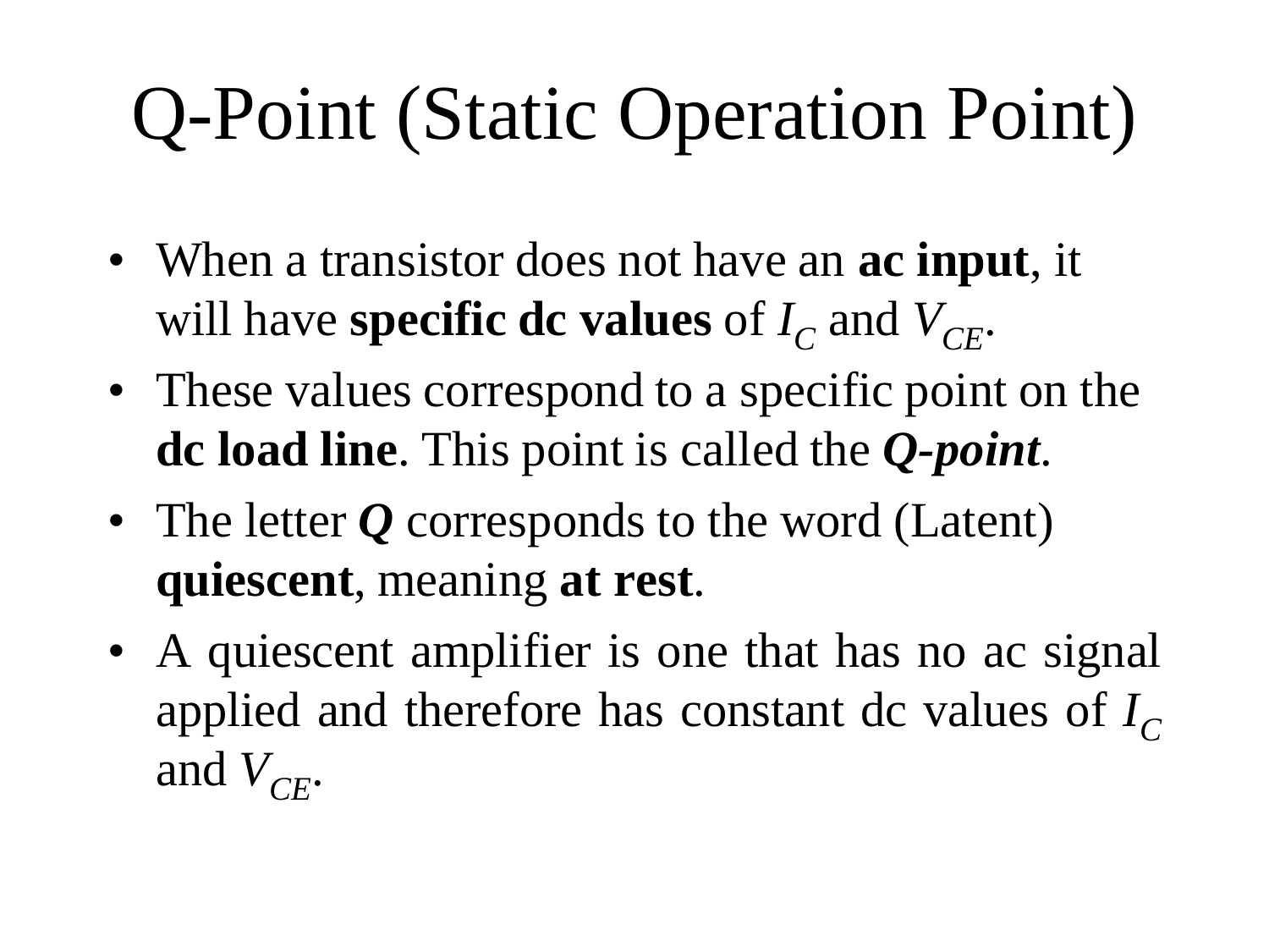# Q-Point (Static Operation Point)

- When a transistor does not have an **ac input**, it will have **specific dc values** of $I_C$ and $V_{CE}$.
- These values correspond to a specific point on the **dc load line**. This point is called the ***Q-point***.
- The letter ***Q*** corresponds to the word (Latent) **quiescent**, meaning **at rest**.
- A quiescent amplifier is one that has no ac signal applied and therefore has constant dc values of $I_C$ and $V_{CE}$.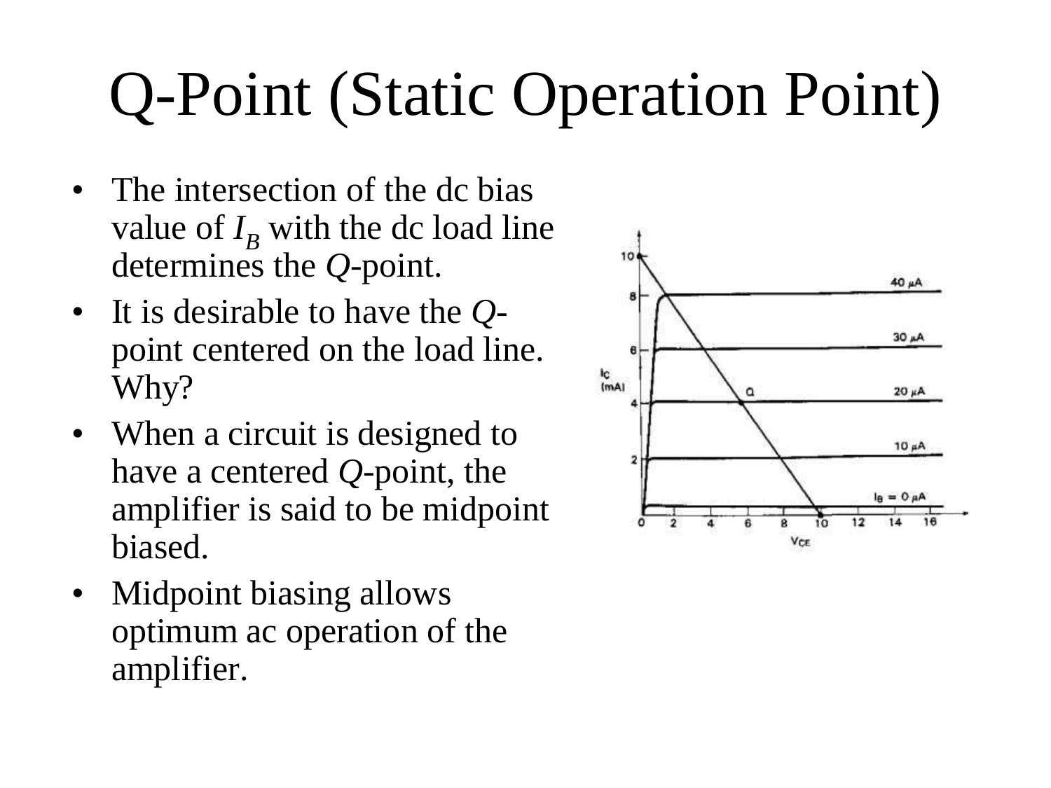# Q-Point (Static Operation Point)

- The intersection of the dc bias value of $I_B$ with the dc load line determines the *Q*-point.
- It is desirable to have the *Q*-point centered on the load line. Why?
- When a circuit is designed to have a centered *Q*-point, the amplifier is said to be midpoint biased.
- Midpoint biasing allows optimum ac operation of the amplifier.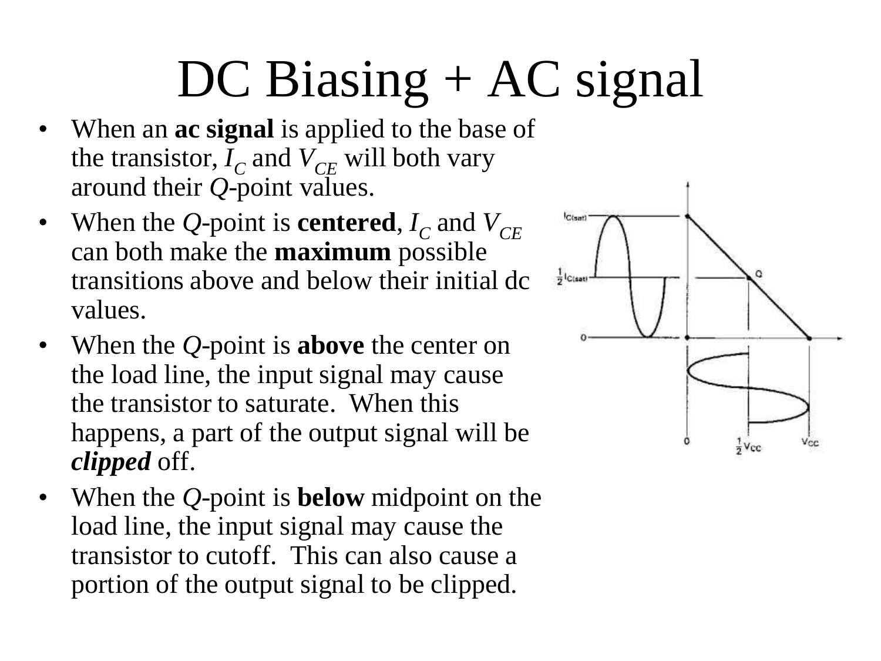# DC Biasing + AC signal

- When an **ac signal** is applied to the base of the transistor, $I_C$ and $V_{CE}$ will both vary around their *Q*-point values.
- When the *Q*-point is **centered**, $I_C$ and $V_{CE}$ can both make the **maximum** possible transitions above and below their initial dc values.
- When the *Q*-point is **above** the center on the load line, the input signal may cause the transistor to saturate. When this happens, a part of the output signal will be ***clipped*** off.
- When the *Q*-point is **below** midpoint on the load line, the input signal may cause the transistor to cutoff. This can also cause a portion of the output signal to be clipped.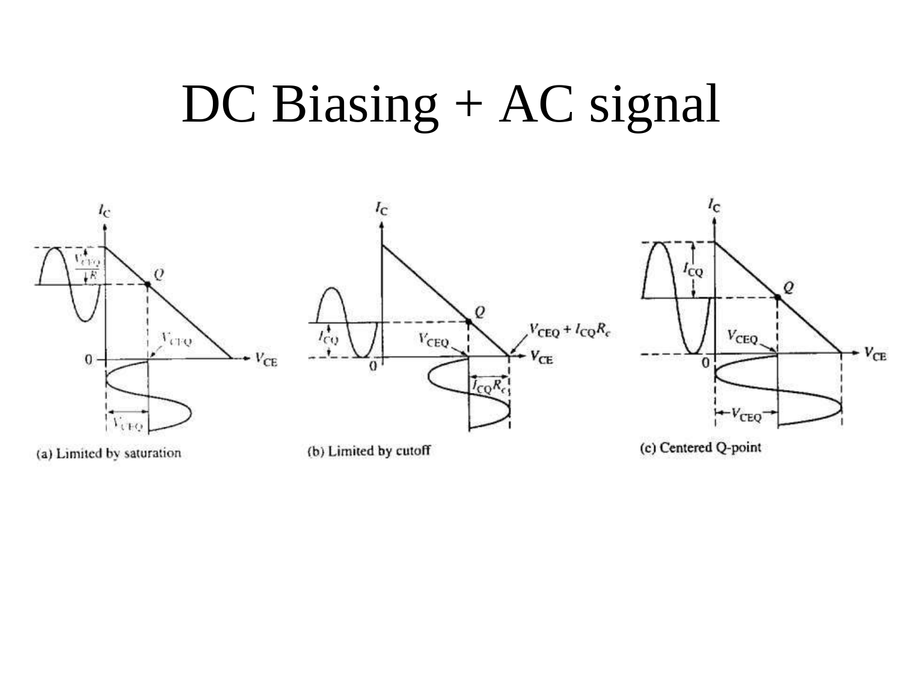# DC Biasing + AC signal

(a) Limited by saturation

(b) Limited by cutoff

(c) Centered Q-point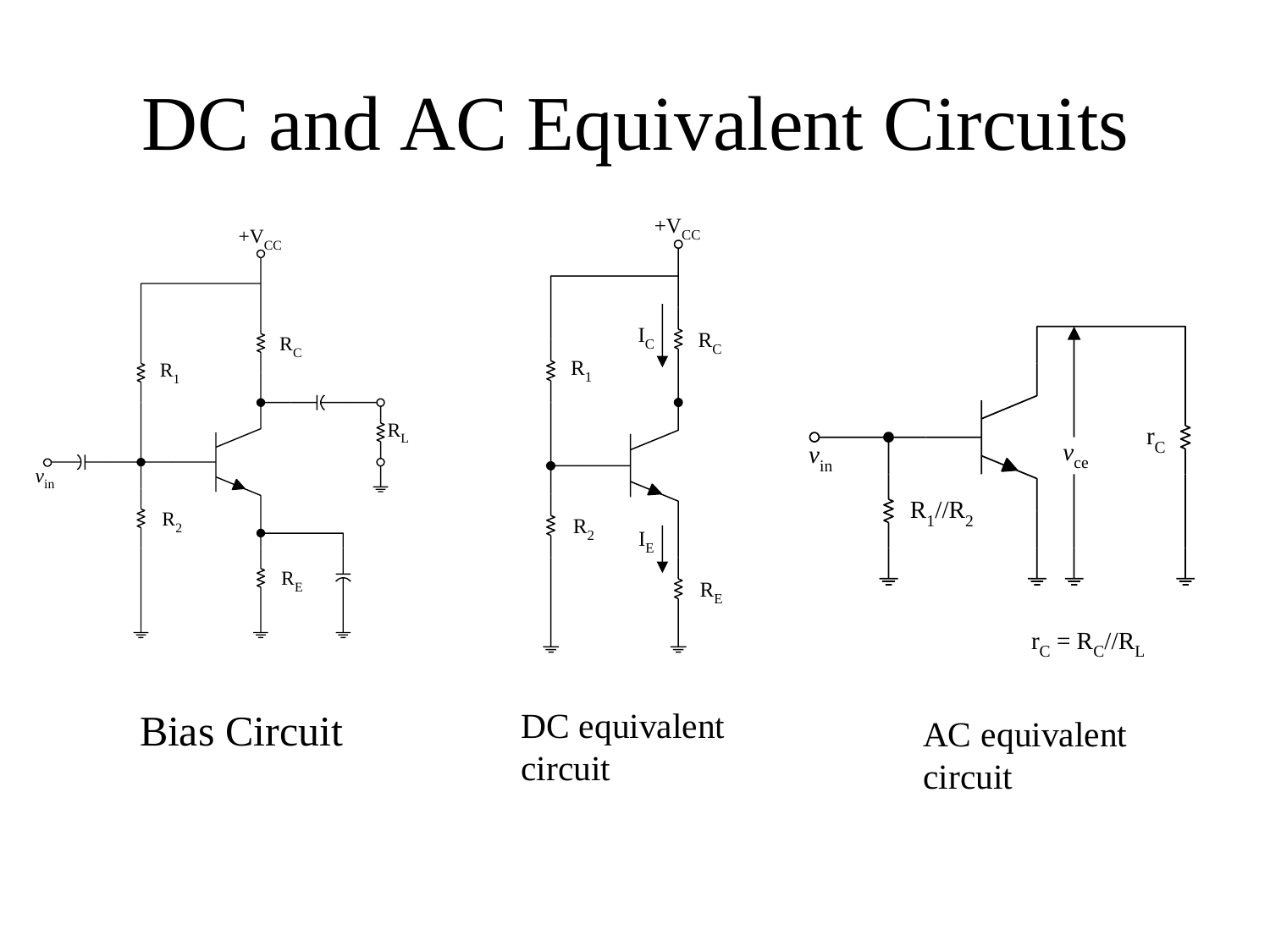# DC and AC Equivalent Circuits

$+V_{CC}$

$R_C$

$R_1$

$R_L$

$v_{in}$

$R_2$

$R_E$

Bias Circuit

$+V_{CC}$

$I_C$ $R_C$

$R_1$

$R_2$

$I_E$

$R_E$

DC equivalent circuit

$v_{in}$

$R_1//R_2$

$v_{ce}$

$r_C$

$r_C = R_C//R_L$

AC equivalent circuit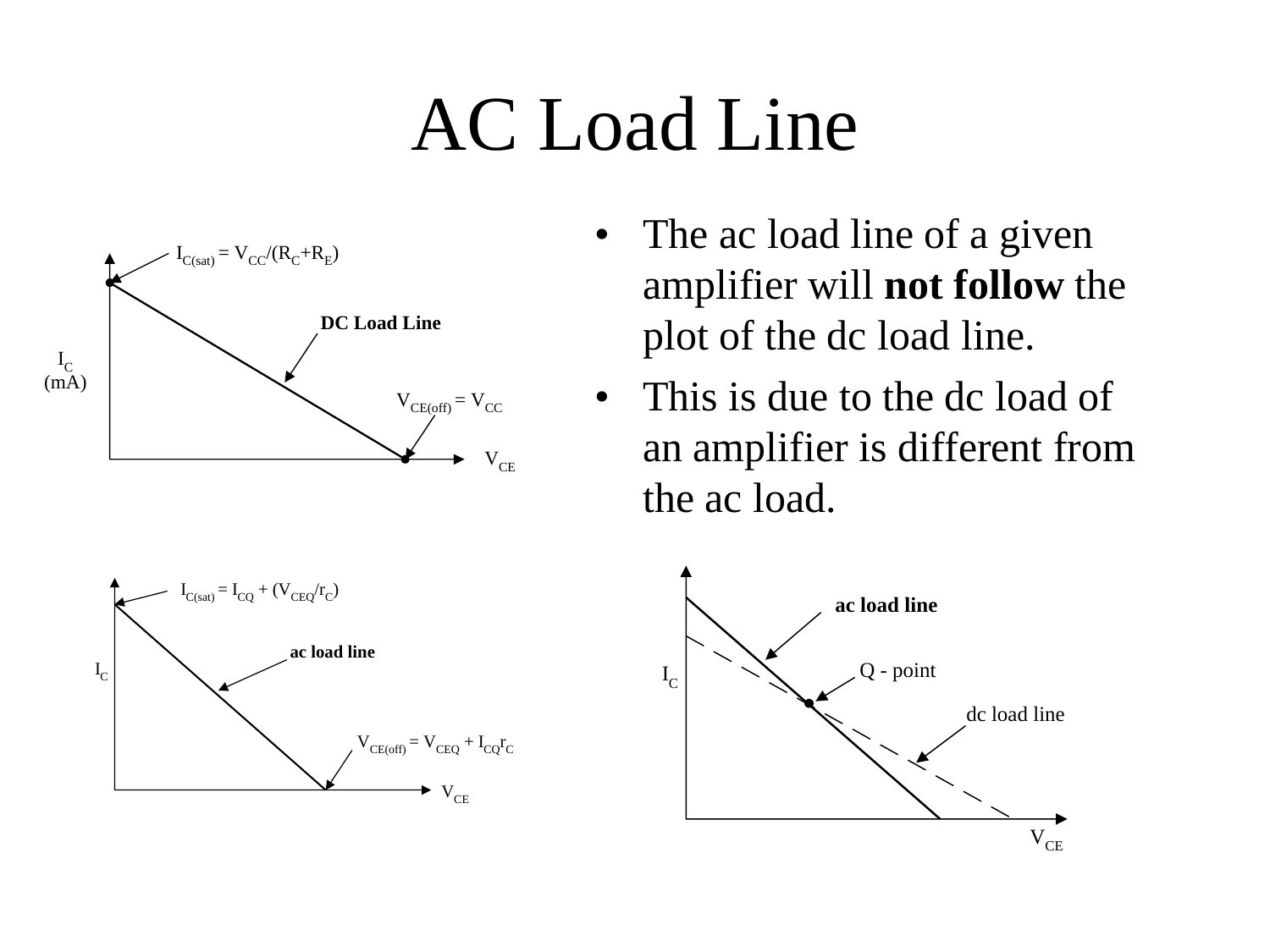# AC Load Line

- The ac load line of a given amplifier will **not follow** the plot of the dc load line.
- This is due to the dc load of an amplifier is different from the ac load.

$I_{C(sat)} = V_{CC}/(R_C+R_E)$

DC Load Line

$I_C$ (mA)

$V_{CE(off)} = V_{CC}$

$V_{CE}$

$I_{C(sat)} = I_{CQ} + (V_{CEQ}/r_C)$

ac load line

$I_C$

$V_{CE(off)} = V_{CEQ} + I_{CQ}r_C$

$V_{CE}$

ac load line

Q - point

$I_C$

dc load line

$V_{CE}$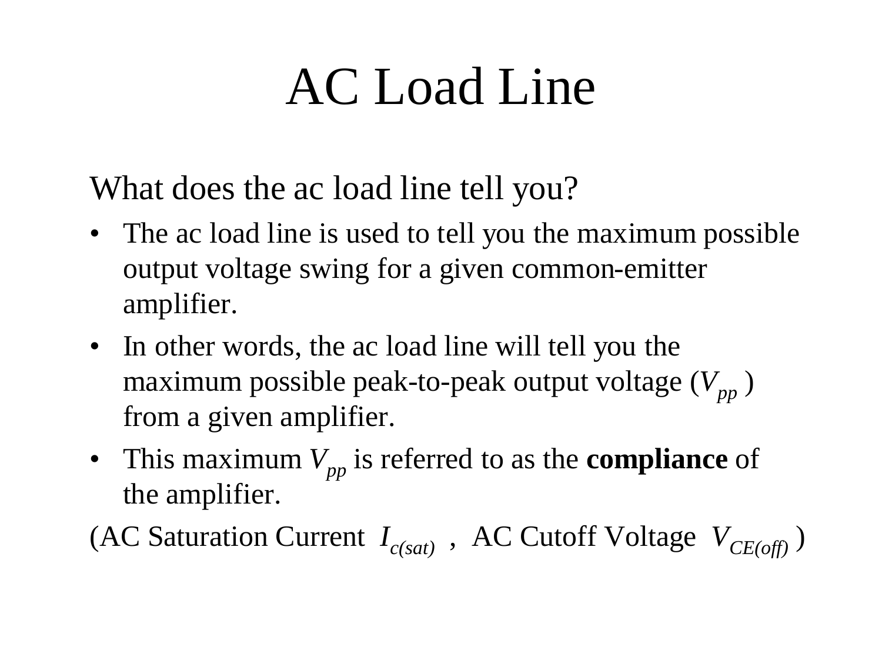# AC Load Line

What does the ac load line tell you?

- The ac load line is used to tell you the maximum possible output voltage swing for a given common-emitter amplifier.
- In other words, the ac load line will tell you the maximum possible peak-to-peak output voltage ($V_{pp}$ ) from a given amplifier.
- This maximum $V_{pp}$ is referred to as the **compliance** of the amplifier.

(AC Saturation Current $I_{c(sat)}$ , AC Cutoff Voltage $V_{CE(off)}$ )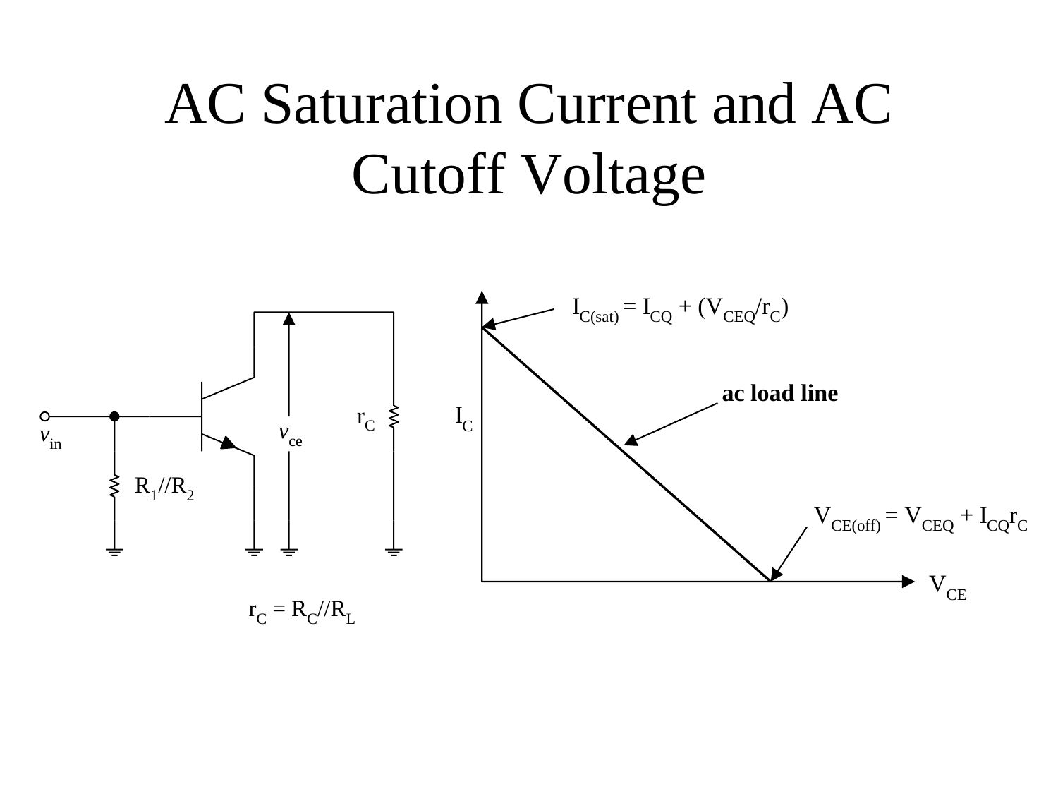# AC Saturation Current and AC Cutoff Voltage

$v_{in}$

$R_1//R_2$

$v_{ce}$

$r_C$

$r_C = R_C//R_L$

$I_{C(sat)} = I_{CQ} + (V_{CEQ}/r_C)$

**ac load line**

$I_C$

$V_{CE(off)} = V_{CEQ} + I_{CQ}r_C$

$V_{CE}$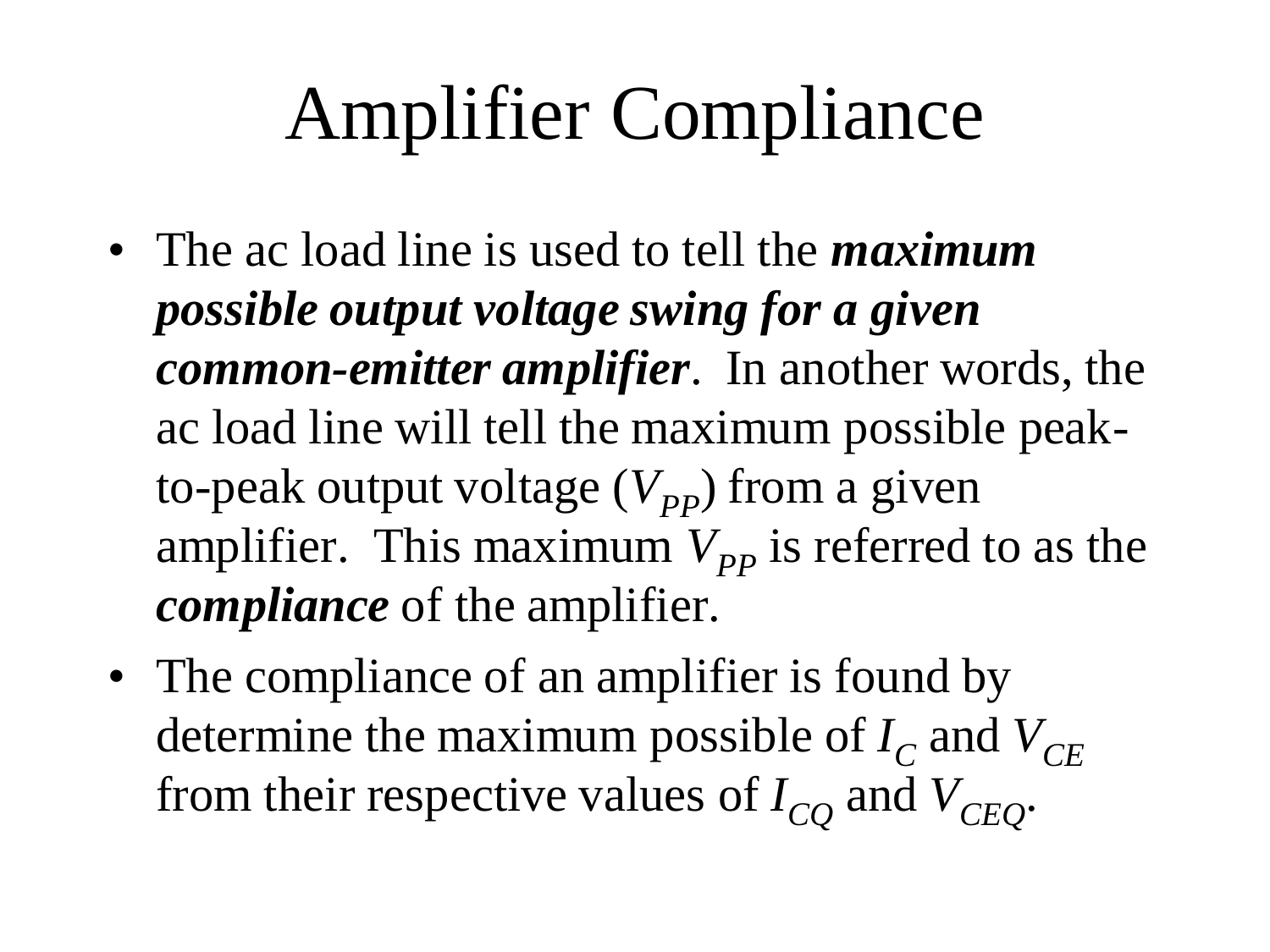# Amplifier Compliance

- The ac load line is used to tell the ***maximum possible output voltage swing for a given common-emitter amplifier***. In another words, the ac load line will tell the maximum possible peak-to-peak output voltage ($V_{PP}$) from a given amplifier. This maximum $V_{PP}$ is referred to as the ***compliance*** of the amplifier.
- The compliance of an amplifier is found by determine the maximum possible of $I_C$ and $V_{CE}$ from their respective values of $I_{CQ}$ and $V_{CEQ}$.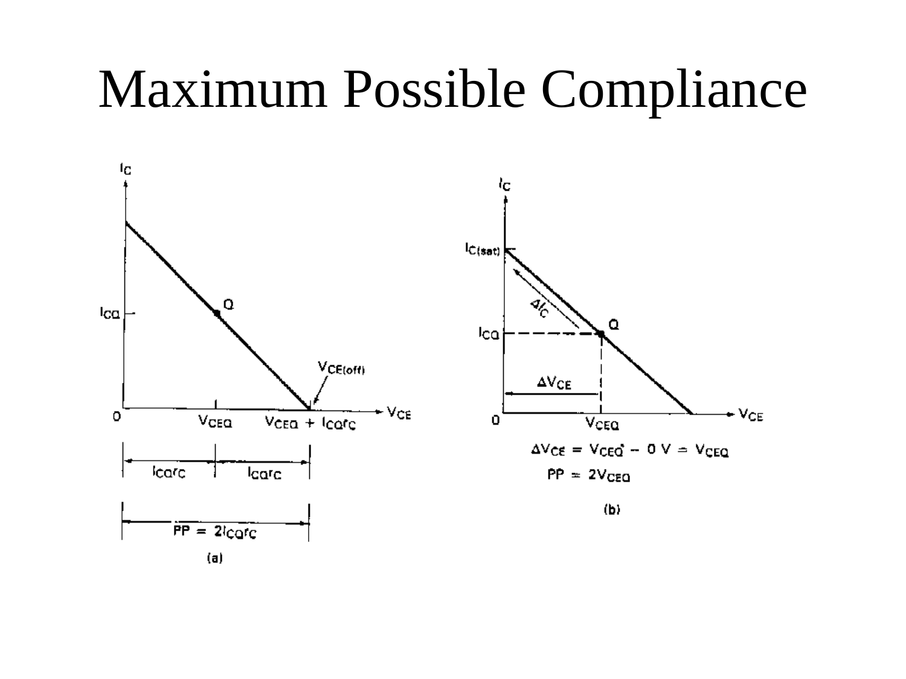# Maximum Possible Compliance

$I_C$

$I_{CQ}$

Q

$V_{CE(off)}$

0 $V_{CEQ}$ $V_{CEQ} + I_{CQ}r_C$ $V_{CE}$

$I_{CQ}r_C$ $I_{CQ}r_C$

$PP = 2I_{CQ}r_C$

(a)

$I_C$

$I_{C(sat)}$

$\Delta I_C$

$I_{CQ}$

Q

$\Delta V_{CE}$

0 $V_{CEQ}$ $V_{CE}$

$\Delta V_{CE} = V_{CEQ} - 0\text{ V} = V_{CEQ}$

$PP = 2V_{CEQ}$

(b)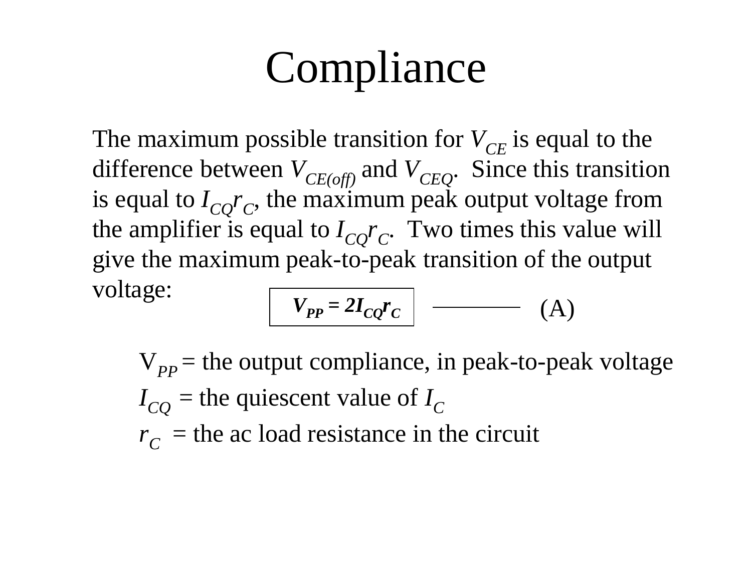# Compliance

The maximum possible transition for $V_{CE}$ is equal to the difference between $V_{CE(off)}$ and $V_{CEQ}$. Since this transition is equal to $I_{CQ}r_C$, the maximum peak output voltage from the amplifier is equal to $I_{CQ}r_C$. Two times this value will give the maximum peak-to-peak transition of the output voltage:

$$\mathbf{V_{PP} = 2I_{CQ}r_C} \qquad \text{———— (A)}$$

$V_{PP}$ = the output compliance, in peak-to-peak voltage

$I_{CQ}$ = the quiescent value of $I_C$

$r_C$ = the ac load resistance in the circuit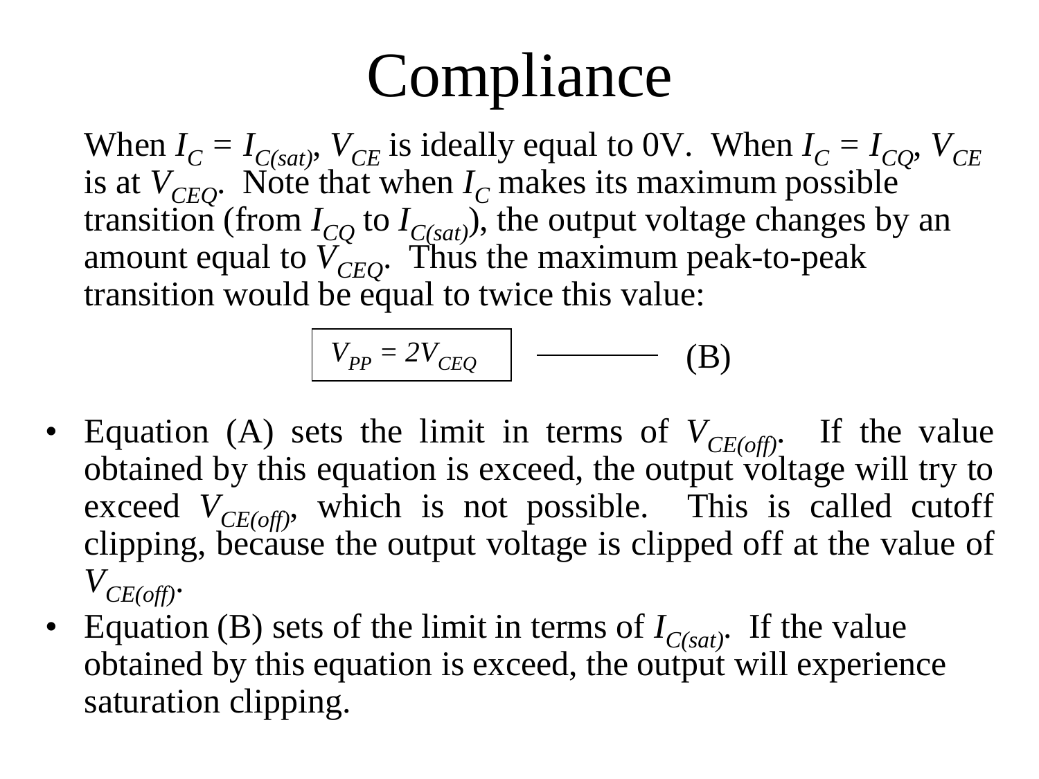# Compliance

When $I_C = I_{C(sat)}$, $V_{CE}$ is ideally equal to 0V. When $I_C = I_{CQ}$, $V_{CE}$ is at $V_{CEQ}$. Note that when $I_C$ makes its maximum possible transition (from $I_{CQ}$ to $I_{C(sat)}$), the output voltage changes by an amount equal to $V_{CEQ}$. Thus the maximum peak-to-peak transition would be equal to twice this value:

$$V_{PP} = 2V_{CEQ} \qquad \text{(B)}$$

- Equation (A) sets the limit in terms of $V_{CE(off)}$. If the value obtained by this equation is exceed, the output voltage will try to exceed $V_{CE(off)}$, which is not possible. This is called cutoff clipping, because the output voltage is clipped off at the value of $V_{CE(off)}$.
- Equation (B) sets of the limit in terms of $I_{C(sat)}$. If the value obtained by this equation is exceed, the output will experience saturation clipping.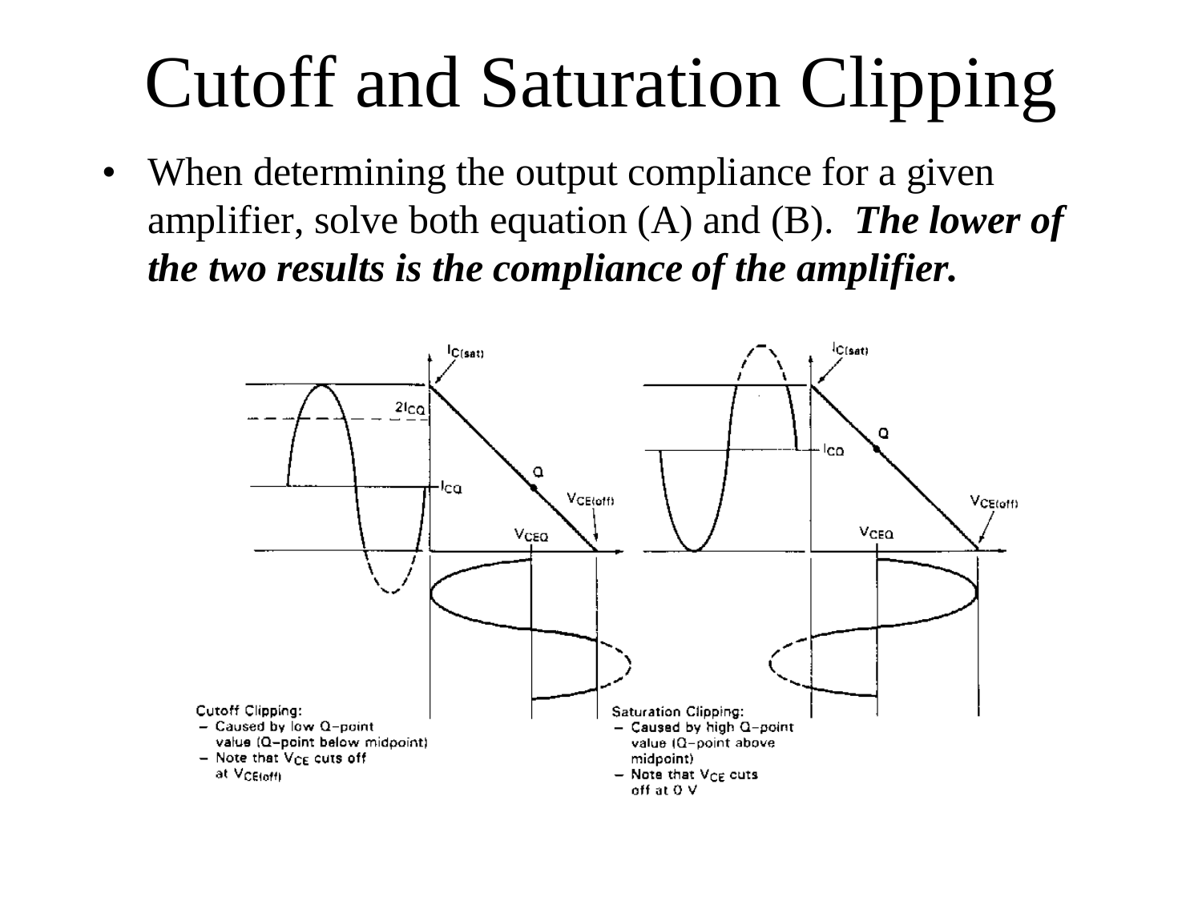# Cutoff and Saturation Clipping

- When determining the output compliance for a given amplifier, solve both equation (A) and (B). ***The lower of the two results is the compliance of the amplifier.***

Cutoff Clipping:
- Caused by low Q-point value (Q-point below midpoint)
- Note that $V_{CE}$ cuts off at $V_{CE(off)}$

Saturation Clipping:
- Caused by high Q-point value (Q-point above midpoint)
- Note that $V_{CE}$ cuts off at 0 V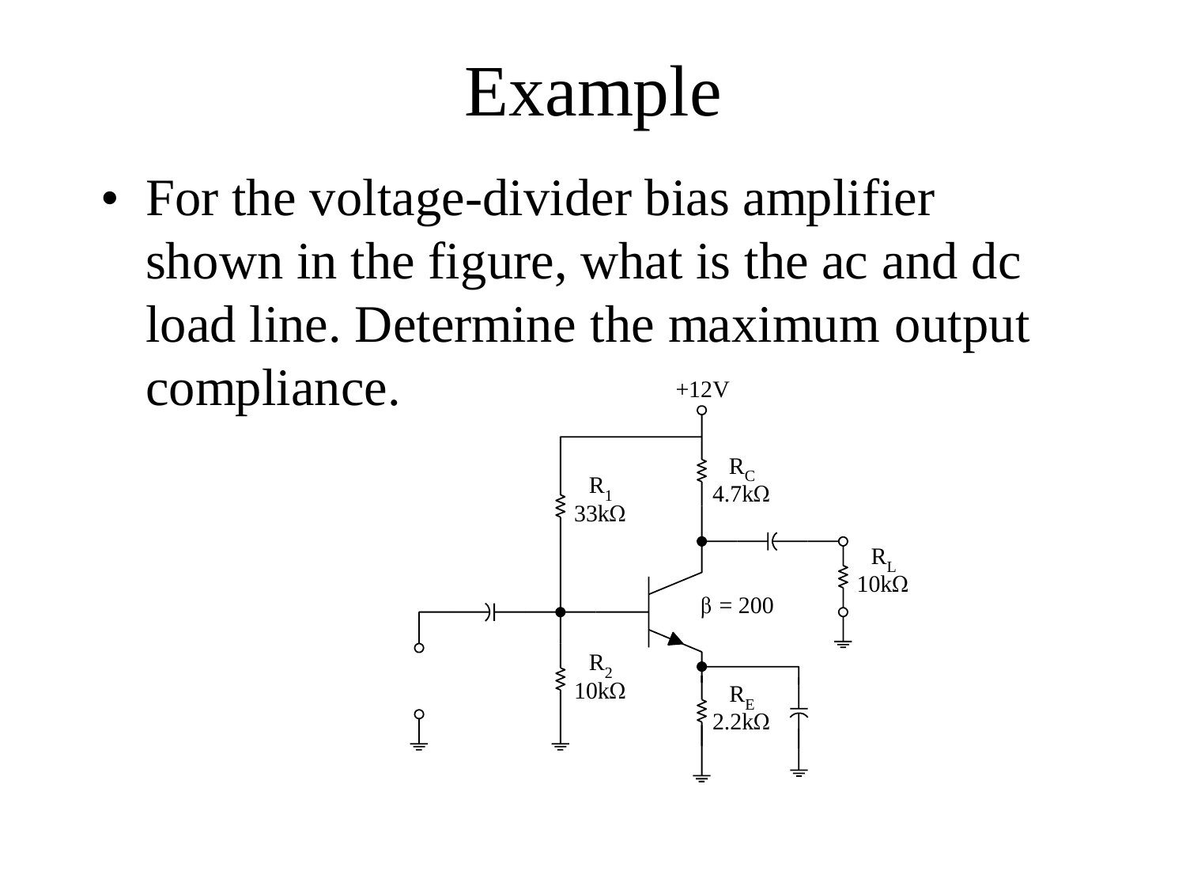# Example

- For the voltage-divider bias amplifier shown in the figure, what is the ac and dc load line. Determine the maximum output compliance.

+12V

$R_C$
4.7kΩ

$R_1$
33kΩ

$R_L$
10kΩ

$\beta$ = 200

$R_2$
10kΩ

$R_E$
2.2kΩ